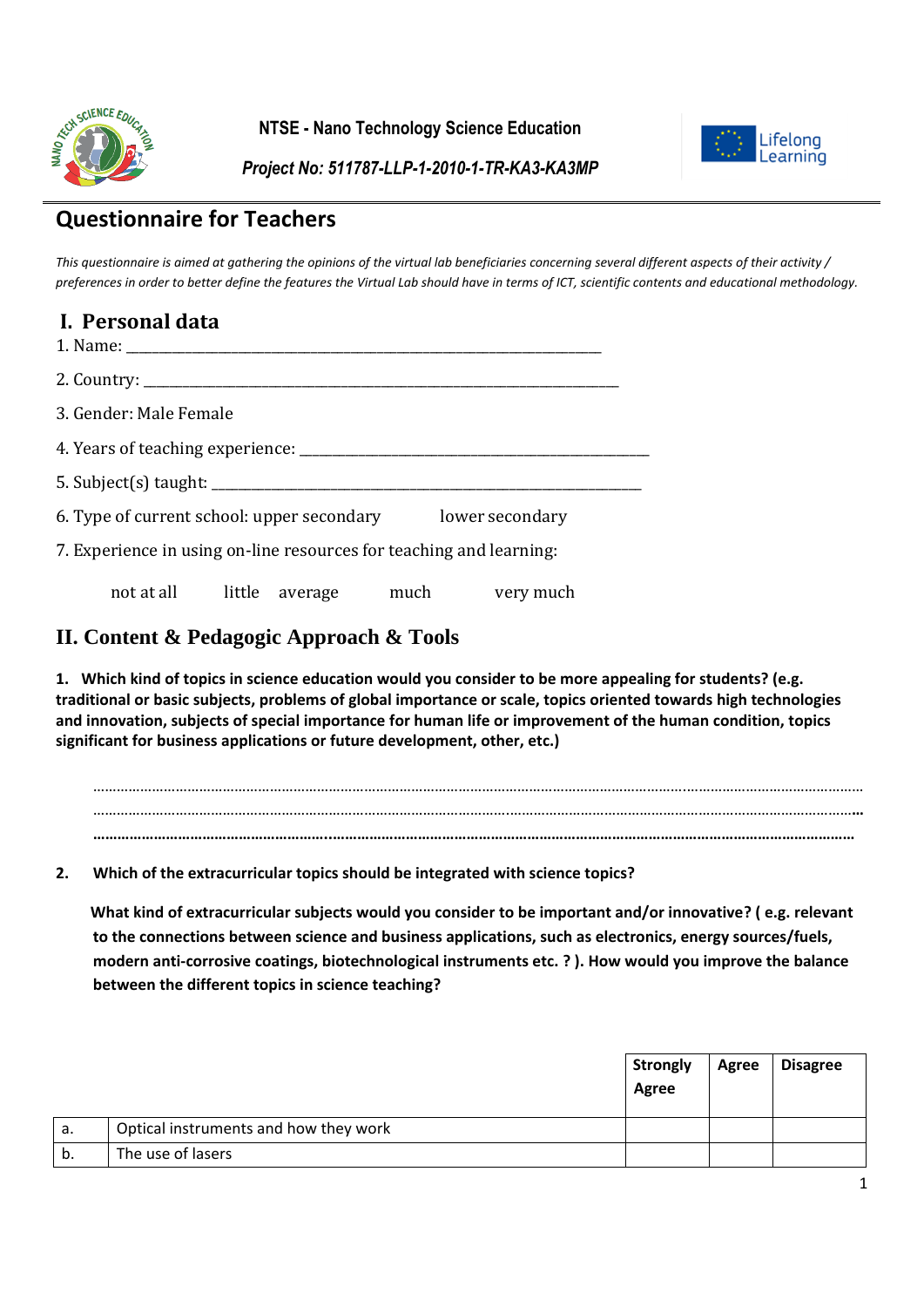NTSE - Nano Technology Science Education

*Project No: 511787-LLP-1-2010-1-TR-KA3-KA3MP*

# Questionnaire for Teachers

*This questionnaire is aimed at gathering the opinions of the virtual lab beneficiaries concerning several different aspects of their activity / preferences in order to better define the features the Virtual Lab should have in terms of ICT, scientific contents and educational methodology.*

## I. Personal data

1. Name: ___________________________________________________________

2. Country: ___________________________________________________________

3. Gender: Male Female

4. Years of teaching experience: ___________________________________________

5. Subject(s) taught: ______________________________________________________

6. Type of current school: upper secondary lower secondary

7. Experience in using on-line resources for teaching and learning:

not at all little average much very much

## II. Content & Pedagogic Approach & Tools

**1. Which kind of topics in science education would you consider to be more appealing for students? (e.g. traditional or basic subjects, problems of global importance or scale, topics oriented towards high technologies and innovation, subjects of special importance for human life or improvement of the human condition, topics significant for business applications or future development, other, etc.)**

……………………………………………………………………………………………………………………………………………………………
……………………………………………………………………………………………………………………………………………………………
……………………………………………………………………………………………………………………………………………………………

**2. Which of the extracurricular topics should be integrated with science topics?**

**What kind of extracurricular subjects would you consider to be important and/or innovative? ( e.g. relevant to the connections between science and business applications, such as electronics, energy sources/fuels, modern anti-corrosive coatings, biotechnological instruments etc. ? ). How would you improve the balance between the different topics in science teaching?**

| | | Strongly Agree | Agree | Disagree |
|---|---|---|---|---|
| a. | Optical instruments and how they work | | | |
| b. | The use of lasers | | | |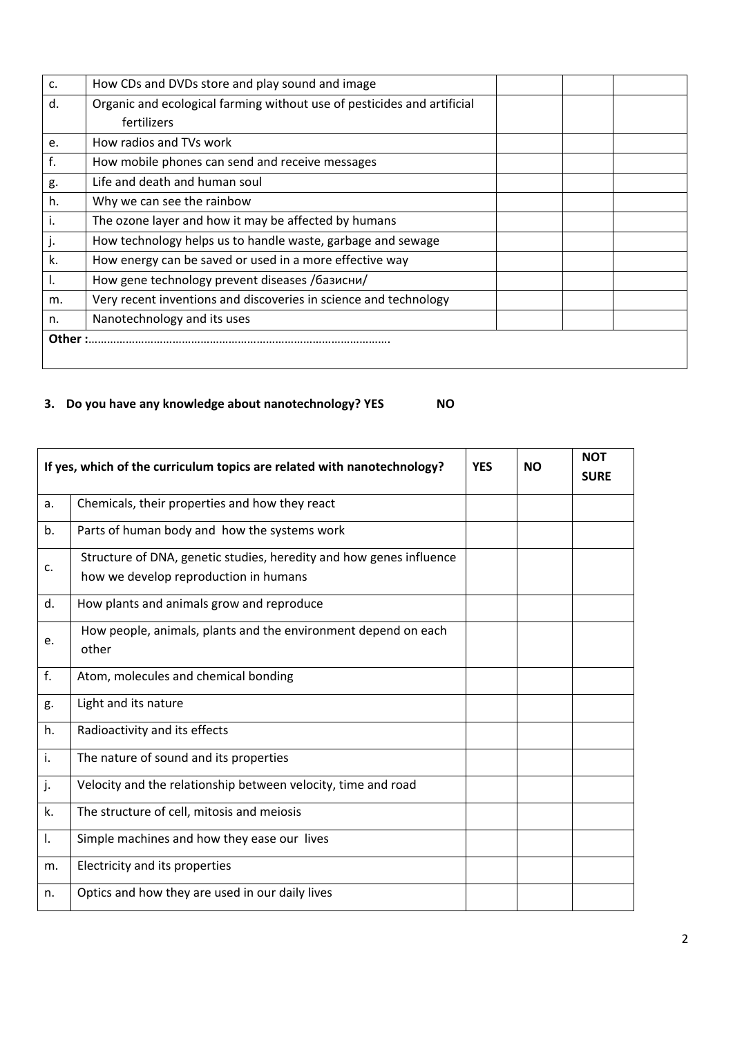| | | | | |
|---|---|---|---|---|
| c. | How CDs and DVDs store and play sound and image | | | |
| d. | Organic and ecological farming without use of pesticides and artificial fertilizers | | | |
| e. | How radios and TVs work | | | |
| f. | How mobile phones can send and receive messages | | | |
| g. | Life and death and human soul | | | |
| h. | Why we can see the rainbow | | | |
| i. | The ozone layer and how it may be affected by humans | | | |
| j. | How technology helps us to handle waste, garbage and sewage | | | |
| k. | How energy can be saved or used in a more effective way | | | |
| l. | How gene technology prevent diseases /базисни/ | | | |
| m. | Very recent inventions and discoveries in science and technology | | | |
| n. | Nanotechnology and its uses | | | |
| **Other :**…………………………………………………………………………………. | | | | |

**3. Do you have any knowledge about nanotechnology? YES NO**

| If yes, which of the curriculum topics are related with nanotechnology? | | YES | NO | NOT SURE |
|---|---|---|---|---|
| a. | Chemicals, their properties and how they react | | | |
| b. | Parts of human body and how the systems work | | | |
| c. | Structure of DNA, genetic studies, heredity and how genes influence how we develop reproduction in humans | | | |
| d. | How plants and animals grow and reproduce | | | |
| e. | How people, animals, plants and the environment depend on each other | | | |
| f. | Atom, molecules and chemical bonding | | | |
| g. | Light and its nature | | | |
| h. | Radioactivity and its effects | | | |
| i. | The nature of sound and its properties | | | |
| j. | Velocity and the relationship between velocity, time and road | | | |
| k. | The structure of cell, mitosis and meiosis | | | |
| l. | Simple machines and how they ease our lives | | | |
| m. | Electricity and its properties | | | |
| n. | Optics and how they are used in our daily lives | | | |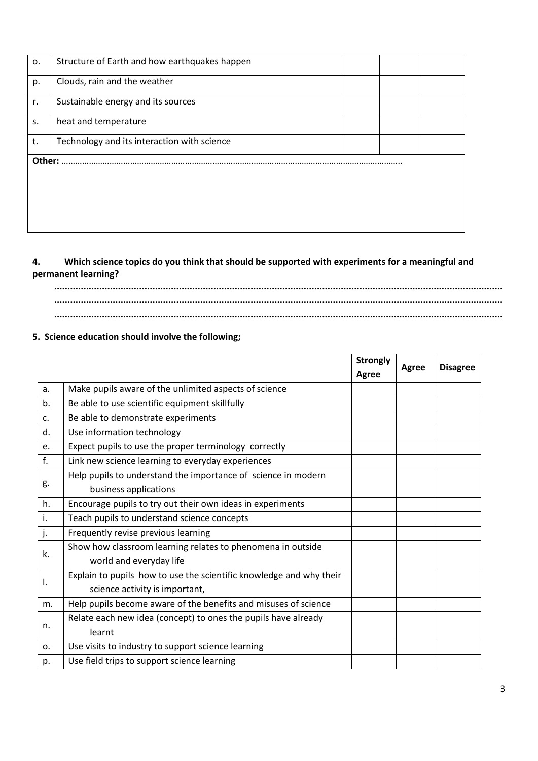| | | | | |
|---|---|---|---|---|
| o. | Structure of Earth and how earthquakes happen | | | |
| p. | Clouds, rain and the weather | | | |
| r. | Sustainable energy and its sources | | | |
| s. | heat and temperature | | | |
| t. | Technology and its interaction with science | | | |
| **Other:** ……………………………………………………………………………………………………………………………….. | | | | |

**4. Which science topics do you think that should be supported with experiments for a meaningful and permanent learning?**

……………………………………………………………………………………………………………………………………………………
……………………………………………………………………………………………………………………………………………………
……………………………………………………………………………………………………………………………………………………

**5. Science education should involve the following;**

| | | Strongly Agree | Agree | Disagree |
|---|---|---|---|---|
| a. | Make pupils aware of the unlimited aspects of science | | | |
| b. | Be able to use scientific equipment skillfully | | | |
| c. | Be able to demonstrate experiments | | | |
| d. | Use information technology | | | |
| e. | Expect pupils to use the proper terminology correctly | | | |
| f. | Link new science learning to everyday experiences | | | |
| g. | Help pupils to understand the importance of science in modern business applications | | | |
| h. | Encourage pupils to try out their own ideas in experiments | | | |
| i. | Teach pupils to understand science concepts | | | |
| j. | Frequently revise previous learning | | | |
| k. | Show how classroom learning relates to phenomena in outside world and everyday life | | | |
| l. | Explain to pupils how to use the scientific knowledge and why their science activity is important, | | | |
| m. | Help pupils become aware of the benefits and misuses of science | | | |
| n. | Relate each new idea (concept) to ones the pupils have already learnt | | | |
| o. | Use visits to industry to support science learning | | | |
| p. | Use field trips to support science learning | | | |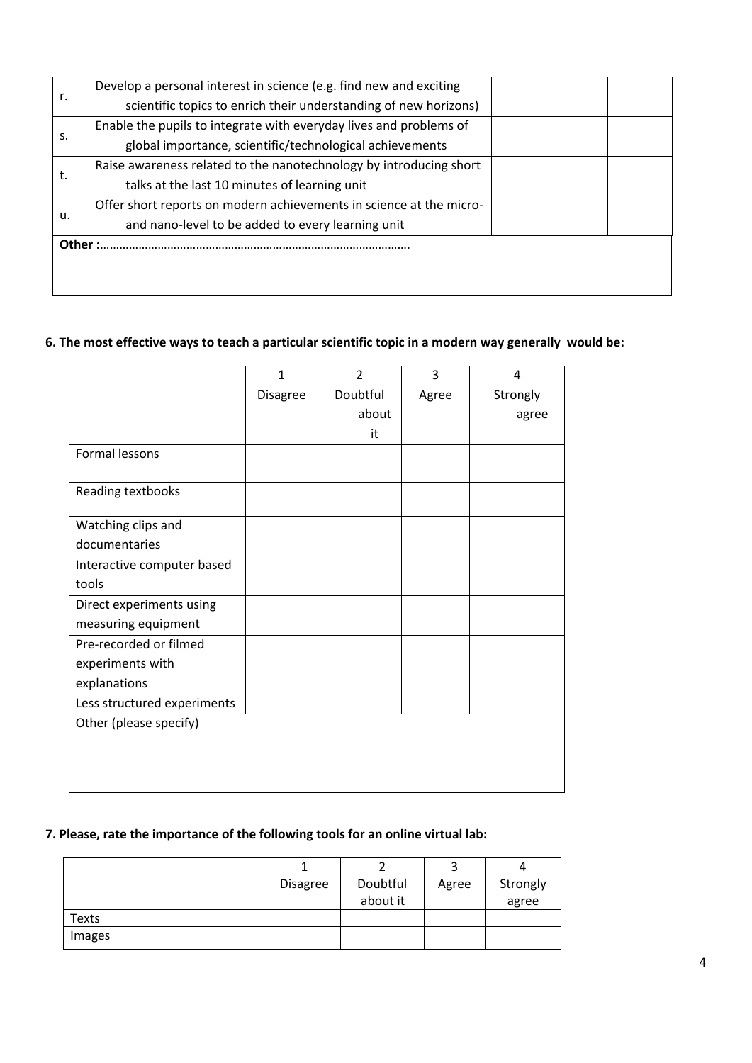| | | | | |
|---|---|---|---|---|
| r. | Develop a personal interest in science (e.g. find new and exciting scientific topics to enrich their understanding of new horizons) | | | |
| s. | Enable the pupils to integrate with everyday lives and problems of global importance, scientific/technological achievements | | | |
| t. | Raise awareness related to the nanotechnology by introducing short talks at the last 10 minutes of learning unit | | | |
| u. | Offer short reports on modern achievements in science at the micro- and nano-level to be added to every learning unit | | | |
| **Other :**………………………………………………………………………………… | | | | |

**6. The most effective ways to teach a particular scientific topic in a modern way generally would be:**

| | 1 Disagree | 2 Doubtful about it | 3 Agree | 4 Strongly agree |
|---|---|---|---|---|
| Formal lessons | | | | |
| Reading textbooks | | | | |
| Watching clips and documentaries | | | | |
| Interactive computer based tools | | | | |
| Direct experiments using measuring equipment | | | | |
| Pre-recorded or filmed experiments with explanations | | | | |
| Less structured experiments | | | | |
| Other (please specify) | | | | |

**7. Please, rate the importance of the following tools for an online virtual lab:**

| | 1 Disagree | 2 Doubtful about it | 3 Agree | 4 Strongly agree |
|---|---|---|---|---|
| Texts | | | | |
| Images | | | | |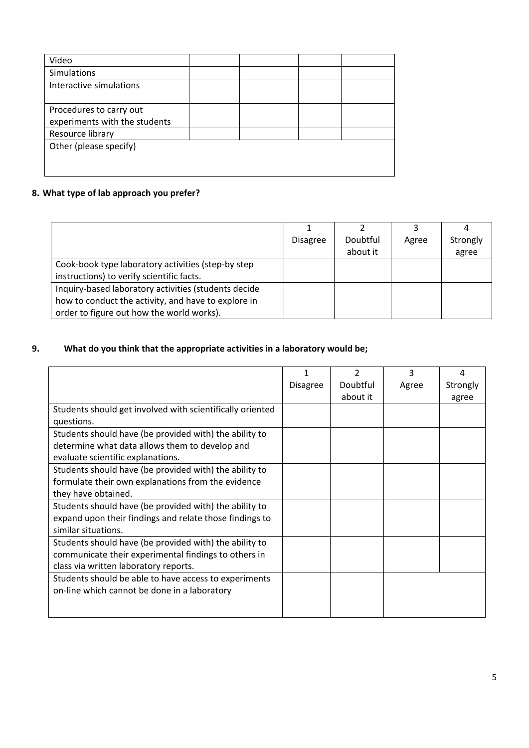| | | | | |
|---|---|---|---|---|
| Video | | | | |
| Simulations | | | | |
| Interactive simulations | | | | |
| Procedures to carry out experiments with the students | | | | |
| Resource library | | | | |
| Other (please specify) | | | | |

**8. What type of lab approach you prefer?**

| | 1 Disagree | 2 Doubtful about it | 3 Agree | 4 Strongly agree |
|---|---|---|---|---|
| Cook-book type laboratory activities (step-by step instructions) to verify scientific facts. | | | | |
| Inquiry-based laboratory activities (students decide how to conduct the activity, and have to explore in order to figure out how the world works). | | | | |

**9. What do you think that the appropriate activities in a laboratory would be;**

| | 1 Disagree | 2 Doubtful about it | 3 Agree | 4 Strongly agree |
|---|---|---|---|---|
| Students should get involved with scientifically oriented questions. | | | | |
| Students should have (be provided with) the ability to determine what data allows them to develop and evaluate scientific explanations. | | | | |
| Students should have (be provided with) the ability to formulate their own explanations from the evidence they have obtained. | | | | |
| Students should have (be provided with) the ability to expand upon their findings and relate those findings to similar situations. | | | | |
| Students should have (be provided with) the ability to communicate their experimental findings to others in class via written laboratory reports. | | | | |
| Students should be able to have access to experiments on-line which cannot be done in a laboratory | | | | |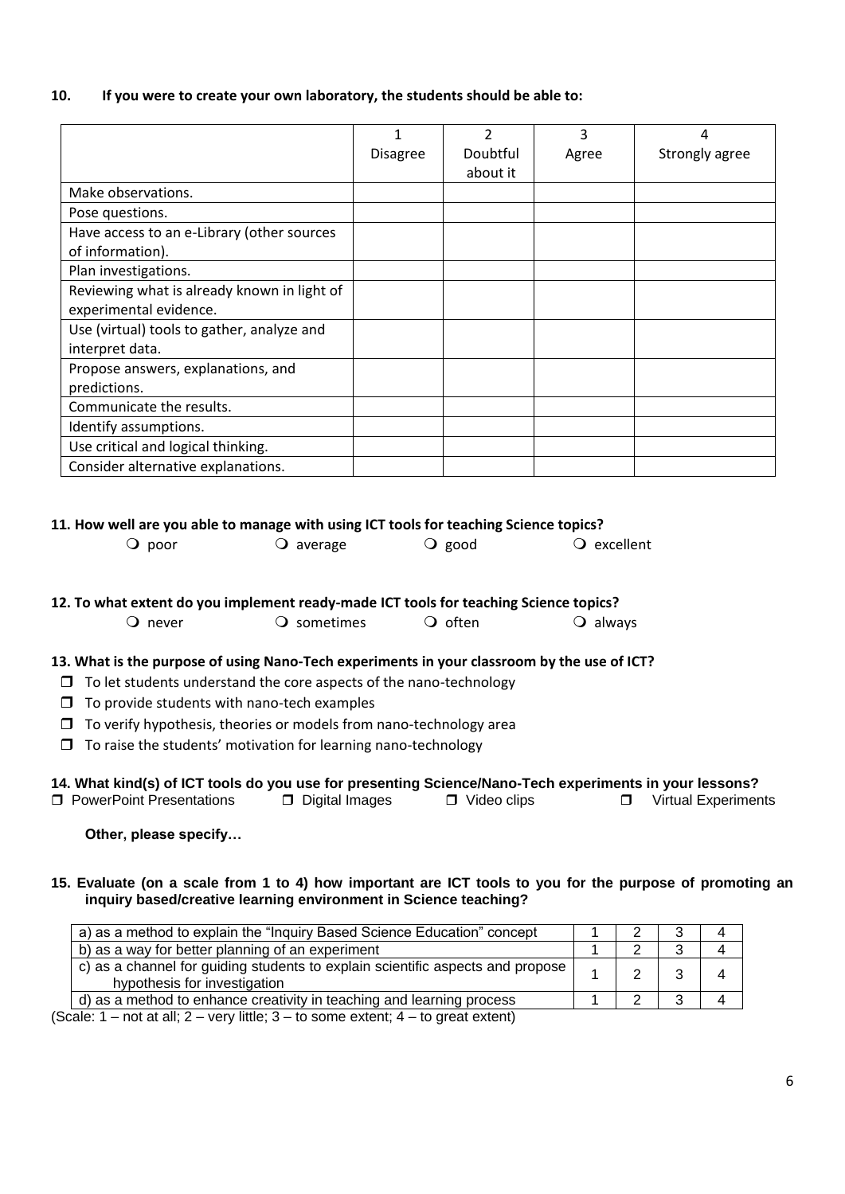**10. If you were to create your own laboratory, the students should be able to:**

| | 1<br>Disagree | 2<br>Doubtful about it | 3<br>Agree | 4<br>Strongly agree |
|---|---|---|---|---|
| Make observations. | | | | |
| Pose questions. | | | | |
| Have access to an e-Library (other sources of information). | | | | |
| Plan investigations. | | | | |
| Reviewing what is already known in light of experimental evidence. | | | | |
| Use (virtual) tools to gather, analyze and interpret data. | | | | |
| Propose answers, explanations, and predictions. | | | | |
| Communicate the results. | | | | |
| Identify assumptions. | | | | |
| Use critical and logical thinking. | | | | |
| Consider alternative explanations. | | | | |

**11. How well are you able to manage with using ICT tools for teaching Science topics?**

❍ poor ❍ average ❍ good ❍ excellent

**12. To what extent do you implement ready-made ICT tools for teaching Science topics?**

❍ never ❍ sometimes ❍ often ❍ always

**13. What is the purpose of using Nano-Tech experiments in your classroom by the use of ICT?**

- ❐ To let students understand the core aspects of the nano-technology
- ❐ To provide students with nano-tech examples
- ❐ To verify hypothesis, theories or models from nano-technology area
- ❐ To raise the students' motivation for learning nano-technology

**14. What kind(s) of ICT tools do you use for presenting Science/Nano-Tech experiments in your lessons?**

❐ PowerPoint Presentations ❐ Digital Images ❐ Video clips ❐ Virtual Experiments

**Other, please specify…**

**15. Evaluate (on a scale from 1 to 4) how important are ICT tools to you for the purpose of promoting an inquiry based/creative learning environment in Science teaching?**

| | | | | |
|---|---|---|---|---|
| a) as a method to explain the "Inquiry Based Science Education" concept | 1 | 2 | 3 | 4 |
| b) as a way for better planning of an experiment | 1 | 2 | 3 | 4 |
| c) as a channel for guiding students to explain scientific aspects and propose hypothesis for investigation | 1 | 2 | 3 | 4 |
| d) as a method to enhance creativity in teaching and learning process | 1 | 2 | 3 | 4 |

(Scale: 1 – not at all; 2 – very little; 3 – to some extent; 4 – to great extent)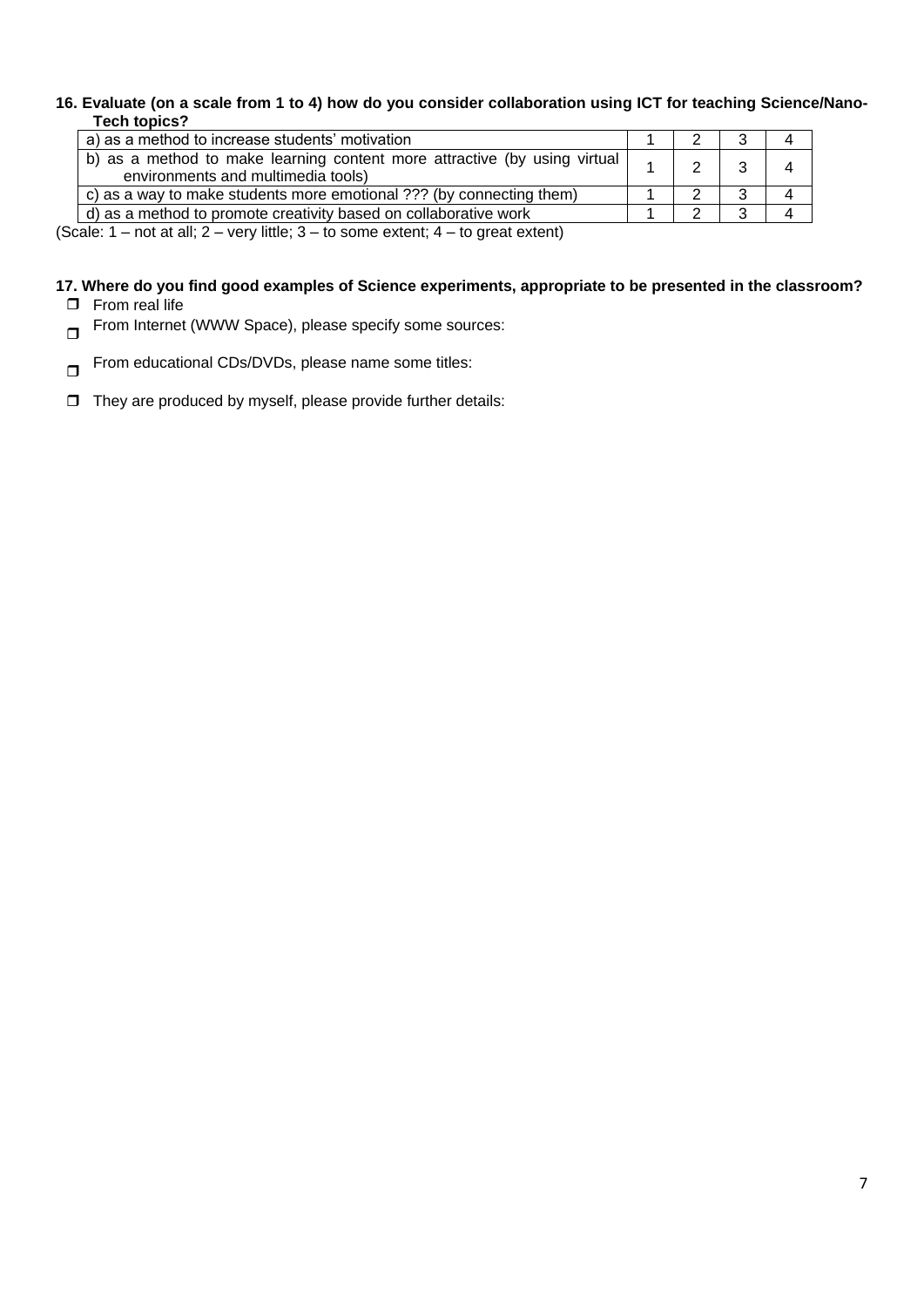**16. Evaluate (on a scale from 1 to 4) how do you consider collaboration using ICT for teaching Science/Nano-Tech topics?**

| | | | | |
|---|---|---|---|---|
| a) as a method to increase students' motivation | 1 | 2 | 3 | 4 |
| b) as a method to make learning content more attractive (by using virtual environments and multimedia tools) | 1 | 2 | 3 | 4 |
| c) as a way to make students more emotional ??? (by connecting them) | 1 | 2 | 3 | 4 |
| d) as a method to promote creativity based on collaborative work | 1 | 2 | 3 | 4 |

(Scale: 1 – not at all; 2 – very little; 3 – to some extent; 4 – to great extent)

**17. Where do you find good examples of Science experiments, appropriate to be presented in the classroom?**

- ❒ From real life
- ❒ From Internet (WWW Space), please specify some sources:
- ❒ From educational CDs/DVDs, please name some titles:
- ❒ They are produced by myself, please provide further details: